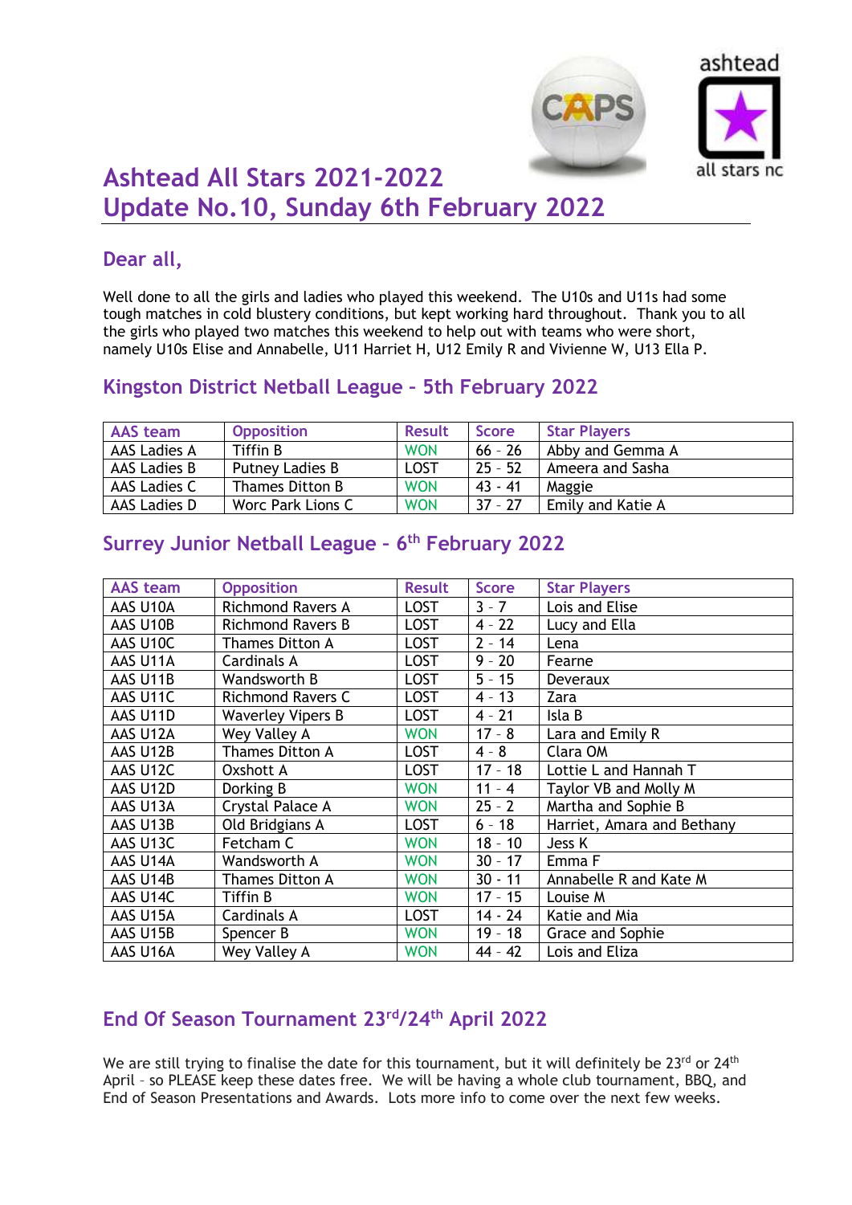# Ashtead All Stars 2021-2022
# Update No.10, Sunday 6th February 2022

## Dear all,

Well done to all the girls and ladies who played this weekend. The U10s and U11s had some tough matches in cold blustery conditions, but kept working hard throughout. Thank you to all the girls who played two matches this weekend to help out with teams who were short, namely U10s Elise and Annabelle, U11 Harriet H, U12 Emily R and Vivienne W, U13 Ella P.

## Kingston District Netball League – 5th February 2022

| AAS team | Opposition | Result | Score | Star Players |
|---|---|---|---|---|
| AAS Ladies A | Tiffin B | WON | 66 - 26 | Abby and Gemma A |
| AAS Ladies B | Putney Ladies B | LOST | 25 - 52 | Ameera and Sasha |
| AAS Ladies C | Thames Ditton B | WON | 43 - 41 | Maggie |
| AAS Ladies D | Worc Park Lions C | WON | 37 - 27 | Emily and Katie A |

## Surrey Junior Netball League – 6th February 2022

| AAS team | Opposition | Result | Score | Star Players |
|---|---|---|---|---|
| AAS U10A | Richmond Ravers A | LOST | 3 - 7 | Lois and Elise |
| AAS U10B | Richmond Ravers B | LOST | 4 - 22 | Lucy and Ella |
| AAS U10C | Thames Ditton A | LOST | 2 - 14 | Lena |
| AAS U11A | Cardinals A | LOST | 9 - 20 | Fearne |
| AAS U11B | Wandsworth B | LOST | 5 - 15 | Deveraux |
| AAS U11C | Richmond Ravers C | LOST | 4 - 13 | Zara |
| AAS U11D | Waverley Vipers B | LOST | 4 - 21 | Isla B |
| AAS U12A | Wey Valley A | WON | 17 - 8 | Lara and Emily R |
| AAS U12B | Thames Ditton A | LOST | 4 - 8 | Clara OM |
| AAS U12C | Oxshott A | LOST | 17 - 18 | Lottie L and Hannah T |
| AAS U12D | Dorking B | WON | 11 - 4 | Taylor VB and Molly M |
| AAS U13A | Crystal Palace A | WON | 25 - 2 | Martha and Sophie B |
| AAS U13B | Old Bridgians A | LOST | 6 - 18 | Harriet, Amara and Bethany |
| AAS U13C | Fetcham C | WON | 18 - 10 | Jess K |
| AAS U14A | Wandsworth A | WON | 30 - 17 | Emma F |
| AAS U14B | Thames Ditton A | WON | 30 - 11 | Annabelle R and Kate M |
| AAS U14C | Tiffin B | WON | 17 - 15 | Louise M |
| AAS U15A | Cardinals A | LOST | 14 - 24 | Katie and Mia |
| AAS U15B | Spencer B | WON | 19 - 18 | Grace and Sophie |
| AAS U16A | Wey Valley A | WON | 44 - 42 | Lois and Eliza |

## End Of Season Tournament 23rd/24th April 2022

We are still trying to finalise the date for this tournament, but it will definitely be 23rd or 24th April – so PLEASE keep these dates free. We will be having a whole club tournament, BBQ, and End of Season Presentations and Awards. Lots more info to come over the next few weeks.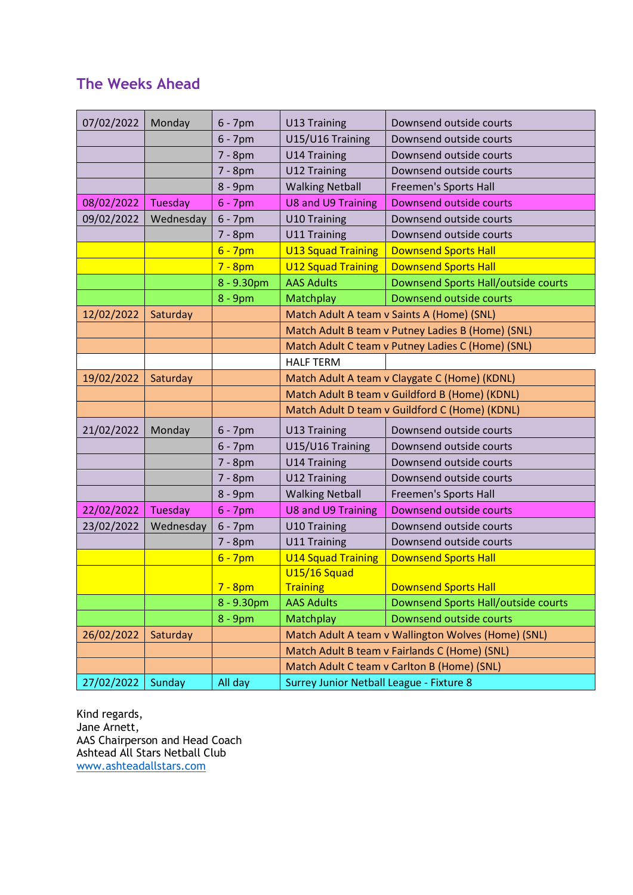## The Weeks Ahead

| | | | | |
|---|---|---|---|---|
| 07/02/2022 | Monday | 6 - 7pm | U13 Training | Downsend outside courts |
| | | 6 - 7pm | U15/U16 Training | Downsend outside courts |
| | | 7 - 8pm | U14 Training | Downsend outside courts |
| | | 7 - 8pm | U12 Training | Downsend outside courts |
| | | 8 - 9pm | Walking Netball | Freemen's Sports Hall |
| 08/02/2022 | Tuesday | 6 - 7pm | U8 and U9 Training | Downsend outside courts |
| 09/02/2022 | Wednesday | 6 - 7pm | U10 Training | Downsend outside courts |
| | | 7 - 8pm | U11 Training | Downsend outside courts |
| | | 6 - 7pm | U13 Squad Training | Downsend Sports Hall |
| | | 7 - 8pm | U12 Squad Training | Downsend Sports Hall |
| | | 8 - 9.30pm | AAS Adults | Downsend Sports Hall/outside courts |
| | | 8 - 9pm | Matchplay | Downsend outside courts |
| 12/02/2022 | Saturday | | Match Adult A team v Saints A (Home) (SNL) | |
| | | | Match Adult B team v Putney Ladies B (Home) (SNL) | |
| | | | Match Adult C team v Putney Ladies C (Home) (SNL) | |
| | | | HALF TERM | |
| 19/02/2022 | Saturday | | Match Adult A team v Claygate C (Home) (KDNL) | |
| | | | Match Adult B team v Guildford B (Home) (KDNL) | |
| | | | Match Adult D team v Guildford C (Home) (KDNL) | |
| 21/02/2022 | Monday | 6 - 7pm | U13 Training | Downsend outside courts |
| | | 6 - 7pm | U15/U16 Training | Downsend outside courts |
| | | 7 - 8pm | U14 Training | Downsend outside courts |
| | | 7 - 8pm | U12 Training | Downsend outside courts |
| | | 8 - 9pm | Walking Netball | Freemen's Sports Hall |
| 22/02/2022 | Tuesday | 6 - 7pm | U8 and U9 Training | Downsend outside courts |
| 23/02/2022 | Wednesday | 6 - 7pm | U10 Training | Downsend outside courts |
| | | 7 - 8pm | U11 Training | Downsend outside courts |
| | | 6 - 7pm | U14 Squad Training | Downsend Sports Hall |
| | | 7 - 8pm | U15/16 Squad Training | Downsend Sports Hall |
| | | 8 - 9.30pm | AAS Adults | Downsend Sports Hall/outside courts |
| | | 8 - 9pm | Matchplay | Downsend outside courts |
| 26/02/2022 | Saturday | | Match Adult A team v Wallington Wolves (Home) (SNL) | |
| | | | Match Adult B team v Fairlands C (Home) (SNL) | |
| | | | Match Adult C team v Carlton B (Home) (SNL) | |
| 27/02/2022 | Sunday | All day | Surrey Junior Netball League - Fixture 8 | |

Kind regards,
Jane Arnett,
AAS Chairperson and Head Coach
Ashtead All Stars Netball Club
www.ashteadallstars.com